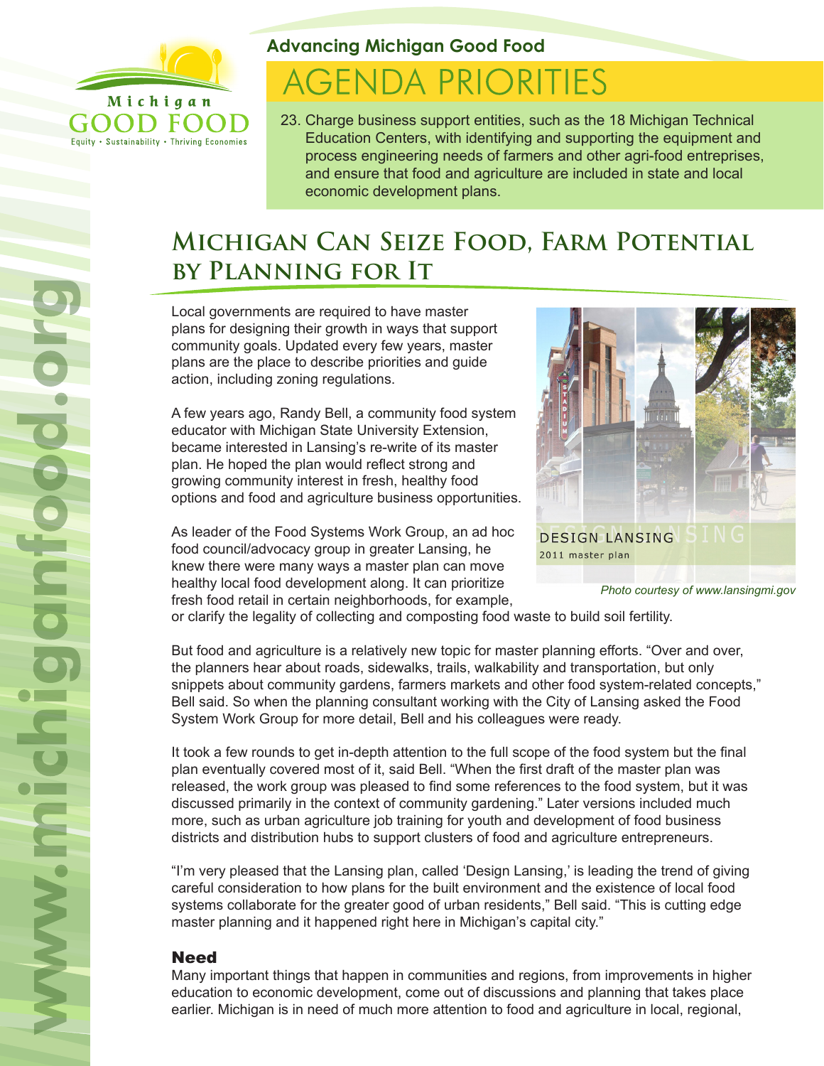Advancing Michigan Good Food

# AGENDA PRIORITIES

23. Charge business support entities, such as the 18 Michigan Technical Education Centers, with identifying and supporting the equipment and process engineering needs of farmers and other agri-food entreprises, and ensure that food and agriculture are included in state and local economic development plans.

## Michigan Can Seize Food, Farm Potential by Planning for It

Local governments are required to have master plans for designing their growth in ways that support community goals. Updated every few years, master plans are the place to describe priorities and guide action, including zoning regulations.

A few years ago, Randy Bell, a community food system educator with Michigan State University Extension, became interested in Lansing's re-write of its master plan. He hoped the plan would reflect strong and growing community interest in fresh, healthy food options and food and agriculture business opportunities.

As leader of the Food Systems Work Group, an ad hoc food council/advocacy group in greater Lansing, he knew there were many ways a master plan can move healthy local food development along. It can prioritize fresh food retail in certain neighborhoods, for example, or clarify the legality of collecting and composting food waste to build soil fertility.

*Photo courtesy of www.lansingmi.gov*

But food and agriculture is a relatively new topic for master planning efforts. "Over and over, the planners hear about roads, sidewalks, trails, walkability and transportation, but only snippets about community gardens, farmers markets and other food system-related concepts," Bell said. So when the planning consultant working with the City of Lansing asked the Food System Work Group for more detail, Bell and his colleagues were ready.

It took a few rounds to get in-depth attention to the full scope of the food system but the final plan eventually covered most of it, said Bell. "When the first draft of the master plan was released, the work group was pleased to find some references to the food system, but it was discussed primarily in the context of community gardening." Later versions included much more, such as urban agriculture job training for youth and development of food business districts and distribution hubs to support clusters of food and agriculture entrepreneurs.

"I'm very pleased that the Lansing plan, called 'Design Lansing,' is leading the trend of giving careful consideration to how plans for the built environment and the existence of local food systems collaborate for the greater good of urban residents," Bell said. "This is cutting edge master planning and it happened right here in Michigan's capital city."

### Need

Many important things that happen in communities and regions, from improvements in higher education to economic development, come out of discussions and planning that takes place earlier. Michigan is in need of much more attention to food and agriculture in local, regional,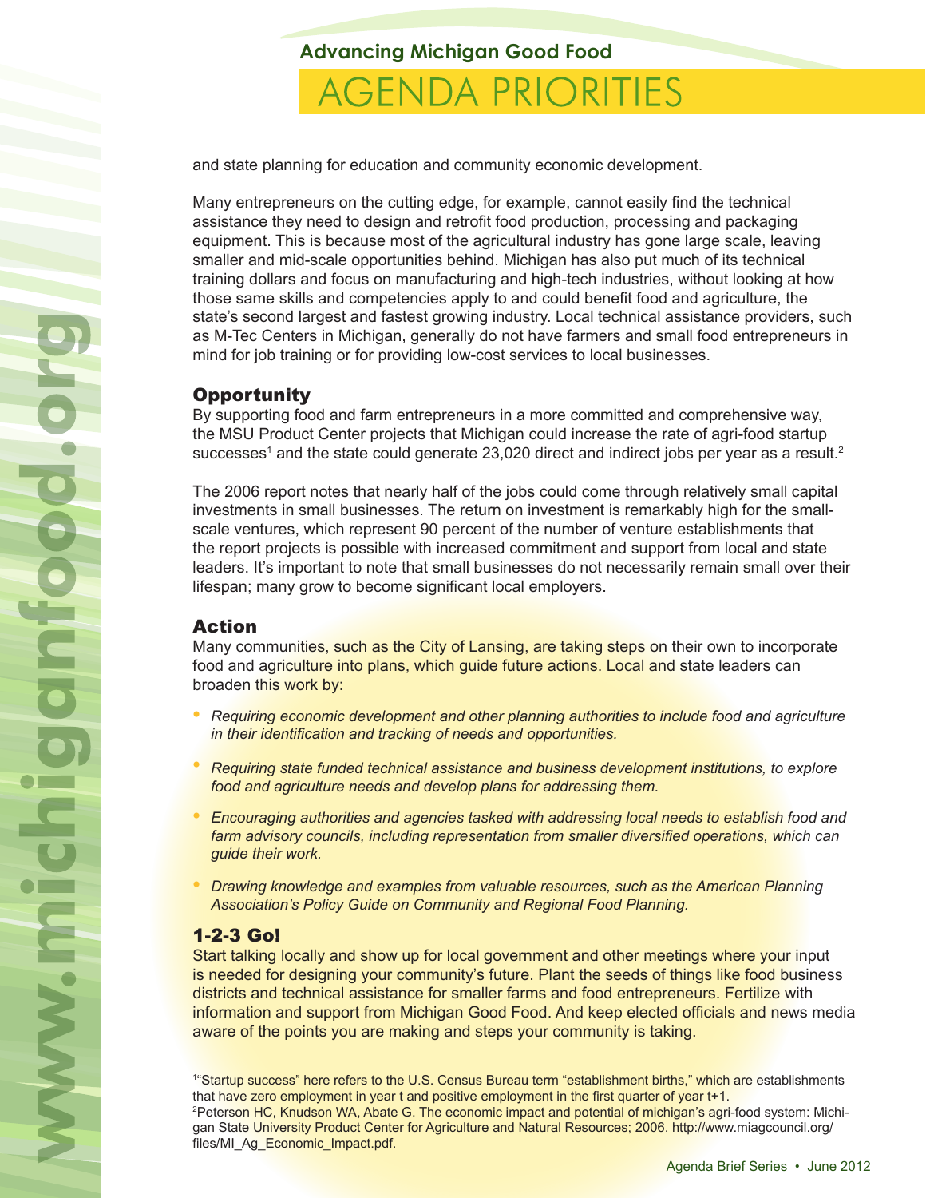and state planning for education and community economic development.

Many entrepreneurs on the cutting edge, for example, cannot easily find the technical assistance they need to design and retrofit food production, processing and packaging equipment. This is because most of the agricultural industry has gone large scale, leaving smaller and mid-scale opportunities behind. Michigan has also put much of its technical training dollars and focus on manufacturing and high-tech industries, without looking at how those same skills and competencies apply to and could benefit food and agriculture, the state's second largest and fastest growing industry. Local technical assistance providers, such as M-Tec Centers in Michigan, generally do not have farmers and small food entrepreneurs in mind for job training or for providing low-cost services to local businesses.

## Opportunity

By supporting food and farm entrepreneurs in a more committed and comprehensive way, the MSU Product Center projects that Michigan could increase the rate of agri-food startup successes[1] and the state could generate 23,020 direct and indirect jobs per year as a result.[2]

The 2006 report notes that nearly half of the jobs could come through relatively small capital investments in small businesses. The return on investment is remarkably high for the small-scale ventures, which represent 90 percent of the number of venture establishments that the report projects is possible with increased commitment and support from local and state leaders. It's important to note that small businesses do not necessarily remain small over their lifespan; many grow to become significant local employers.

## Action

Many communities, such as the City of Lansing, are taking steps on their own to incorporate food and agriculture into plans, which guide future actions. Local and state leaders can broaden this work by:

- *Requiring economic development and other planning authorities to include food and agriculture in their identification and tracking of needs and opportunities.*
- *Requiring state funded technical assistance and business development institutions, to explore food and agriculture needs and develop plans for addressing them.*
- *Encouraging authorities and agencies tasked with addressing local needs to establish food and farm advisory councils, including representation from smaller diversified operations, which can guide their work.*
- *Drawing knowledge and examples from valuable resources, such as the American Planning Association's Policy Guide on Community and Regional Food Planning.*

## 1-2-3 Go!

Start talking locally and show up for local government and other meetings where your input is needed for designing your community's future. Plant the seeds of things like food business districts and technical assistance for smaller farms and food entrepreneurs. Fertilize with information and support from Michigan Good Food. And keep elected officials and news media aware of the points you are making and steps your community is taking.

[1] "Startup success" here refers to the U.S. Census Bureau term "establishment births," which are establishments that have zero employment in year t and positive employment in the first quarter of year t+1.

[2] Peterson HC, Knudson WA, Abate G. The economic impact and potential of michigan's agri-food system: Michigan State University Product Center for Agriculture and Natural Resources; 2006. http://www.miagcouncil.org/files/MI_Ag_Economic_Impact.pdf.